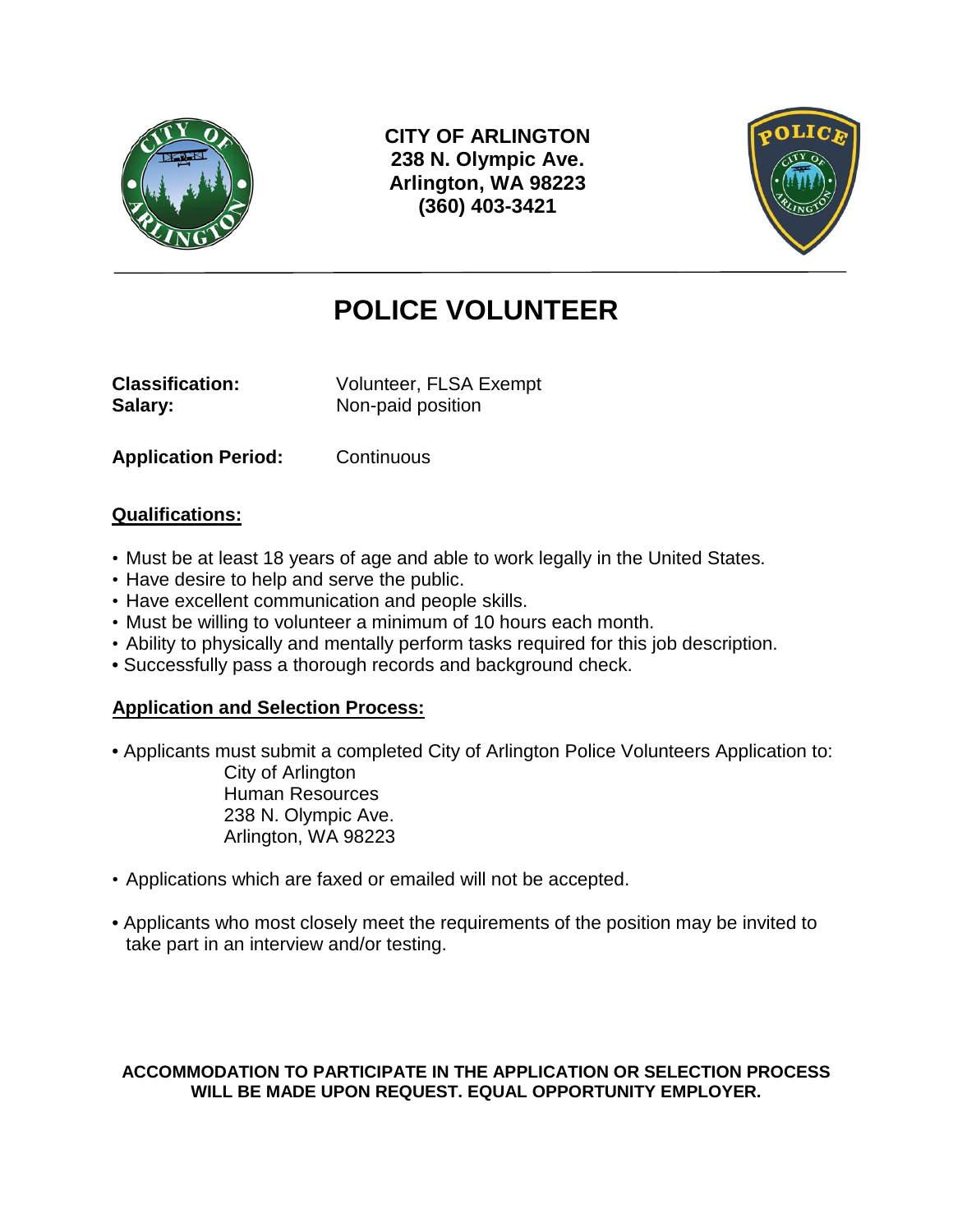**CITY OF ARLINGTON**
**238 N. Olympic Ave.**
**Arlington, WA 98223**
**(360) 403-3421**

# POLICE VOLUNTEER

**Classification:** Volunteer, FLSA Exempt
**Salary:** Non-paid position

**Application Period:** Continuous

## Qualifications:

- Must be at least 18 years of age and able to work legally in the United States.
- Have desire to help and serve the public.
- Have excellent communication and people skills.
- Must be willing to volunteer a minimum of 10 hours each month.
- Ability to physically and mentally perform tasks required for this job description.
- Successfully pass a thorough records and background check.

## Application and Selection Process:

- Applicants must submit a completed City of Arlington Police Volunteers Application to:

  City of Arlington
  Human Resources
  238 N. Olympic Ave.
  Arlington, WA 98223

- Applications which are faxed or emailed will not be accepted.

- Applicants who most closely meet the requirements of the position may be invited to take part in an interview and/or testing.

**ACCOMMODATION TO PARTICIPATE IN THE APPLICATION OR SELECTION PROCESS WILL BE MADE UPON REQUEST. EQUAL OPPORTUNITY EMPLOYER.**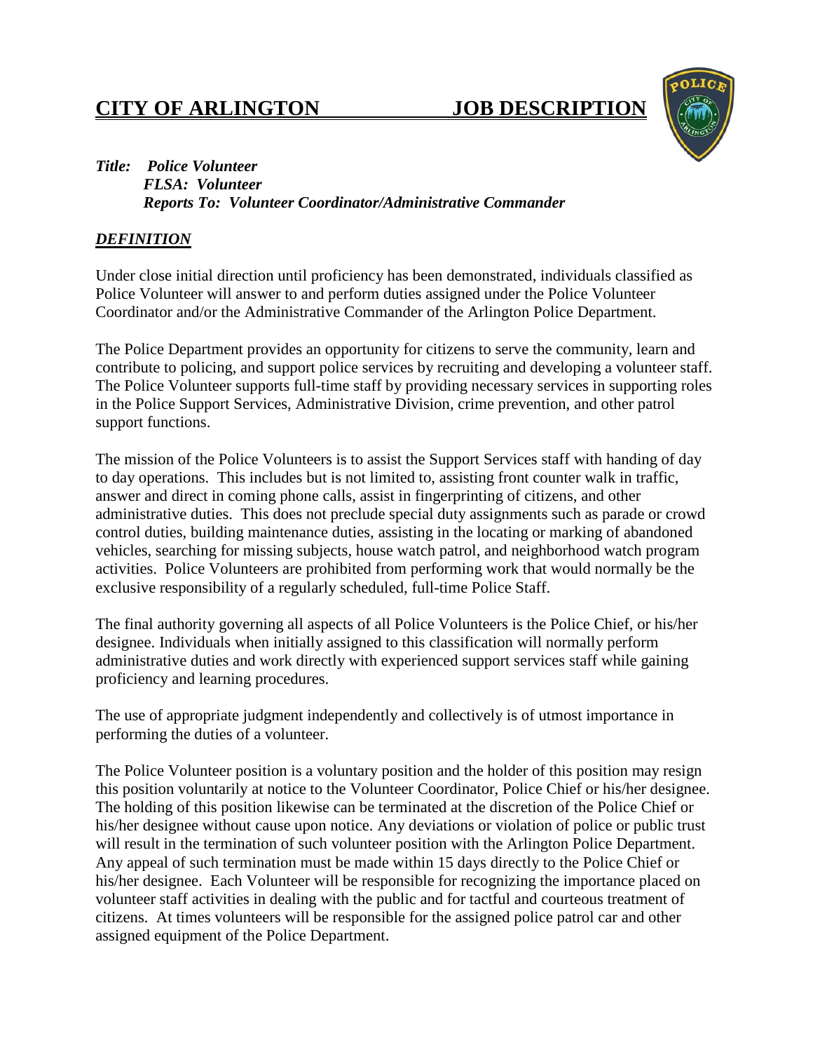# CITY OF ARLINGTON JOB DESCRIPTION

***Title: Police Volunteer***
***FLSA: Volunteer***
***Reports To: Volunteer Coordinator/Administrative Commander***

## ***DEFINITION***

Under close initial direction until proficiency has been demonstrated, individuals classified as Police Volunteer will answer to and perform duties assigned under the Police Volunteer Coordinator and/or the Administrative Commander of the Arlington Police Department.

The Police Department provides an opportunity for citizens to serve the community, learn and contribute to policing, and support police services by recruiting and developing a volunteer staff. The Police Volunteer supports full-time staff by providing necessary services in supporting roles in the Police Support Services, Administrative Division, crime prevention, and other patrol support functions.

The mission of the Police Volunteers is to assist the Support Services staff with handing of day to day operations. This includes but is not limited to, assisting front counter walk in traffic, answer and direct in coming phone calls, assist in fingerprinting of citizens, and other administrative duties. This does not preclude special duty assignments such as parade or crowd control duties, building maintenance duties, assisting in the locating or marking of abandoned vehicles, searching for missing subjects, house watch patrol, and neighborhood watch program activities. Police Volunteers are prohibited from performing work that would normally be the exclusive responsibility of a regularly scheduled, full-time Police Staff.

The final authority governing all aspects of all Police Volunteers is the Police Chief, or his/her designee. Individuals when initially assigned to this classification will normally perform administrative duties and work directly with experienced support services staff while gaining proficiency and learning procedures.

The use of appropriate judgment independently and collectively is of utmost importance in performing the duties of a volunteer.

The Police Volunteer position is a voluntary position and the holder of this position may resign this position voluntarily at notice to the Volunteer Coordinator, Police Chief or his/her designee. The holding of this position likewise can be terminated at the discretion of the Police Chief or his/her designee without cause upon notice. Any deviations or violation of police or public trust will result in the termination of such volunteer position with the Arlington Police Department. Any appeal of such termination must be made within 15 days directly to the Police Chief or his/her designee. Each Volunteer will be responsible for recognizing the importance placed on volunteer staff activities in dealing with the public and for tactful and courteous treatment of citizens. At times volunteers will be responsible for the assigned police patrol car and other assigned equipment of the Police Department.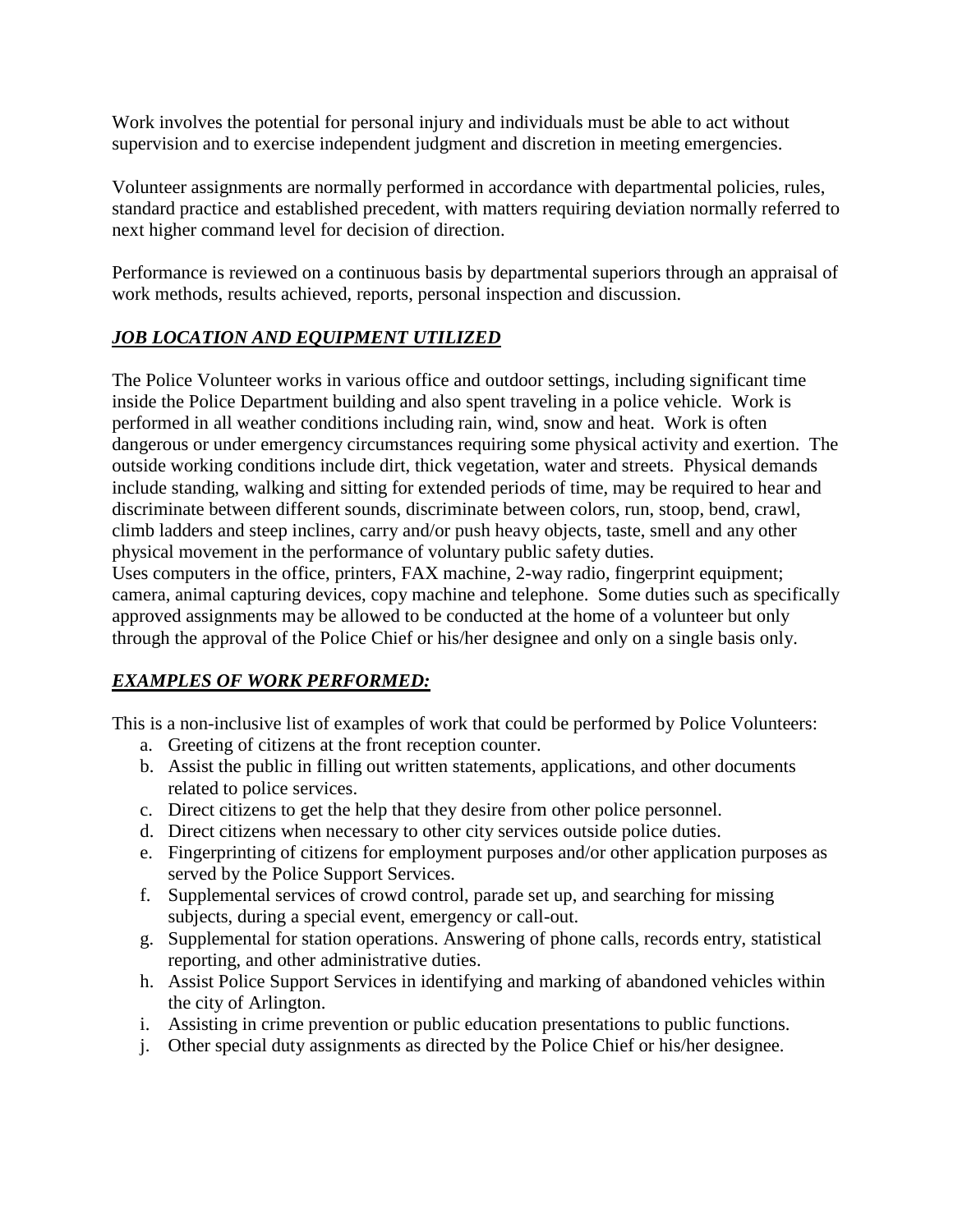Work involves the potential for personal injury and individuals must be able to act without supervision and to exercise independent judgment and discretion in meeting emergencies.

Volunteer assignments are normally performed in accordance with departmental policies, rules, standard practice and established precedent, with matters requiring deviation normally referred to next higher command level for decision of direction.

Performance is reviewed on a continuous basis by departmental superiors through an appraisal of work methods, results achieved, reports, personal inspection and discussion.

## ***JOB LOCATION AND EQUIPMENT UTILIZED***

The Police Volunteer works in various office and outdoor settings, including significant time inside the Police Department building and also spent traveling in a police vehicle. Work is performed in all weather conditions including rain, wind, snow and heat. Work is often dangerous or under emergency circumstances requiring some physical activity and exertion. The outside working conditions include dirt, thick vegetation, water and streets. Physical demands include standing, walking and sitting for extended periods of time, may be required to hear and discriminate between different sounds, discriminate between colors, run, stoop, bend, crawl, climb ladders and steep inclines, carry and/or push heavy objects, taste, smell and any other physical movement in the performance of voluntary public safety duties.
Uses computers in the office, printers, FAX machine, 2-way radio, fingerprint equipment; camera, animal capturing devices, copy machine and telephone. Some duties such as specifically approved assignments may be allowed to be conducted at the home of a volunteer but only through the approval of the Police Chief or his/her designee and only on a single basis only.

## ***EXAMPLES OF WORK PERFORMED:***

This is a non-inclusive list of examples of work that could be performed by Police Volunteers:

a. Greeting of citizens at the front reception counter.
b. Assist the public in filling out written statements, applications, and other documents related to police services.
c. Direct citizens to get the help that they desire from other police personnel.
d. Direct citizens when necessary to other city services outside police duties.
e. Fingerprinting of citizens for employment purposes and/or other application purposes as served by the Police Support Services.
f. Supplemental services of crowd control, parade set up, and searching for missing subjects, during a special event, emergency or call-out.
g. Supplemental for station operations. Answering of phone calls, records entry, statistical reporting, and other administrative duties.
h. Assist Police Support Services in identifying and marking of abandoned vehicles within the city of Arlington.
i. Assisting in crime prevention or public education presentations to public functions.
j. Other special duty assignments as directed by the Police Chief or his/her designee.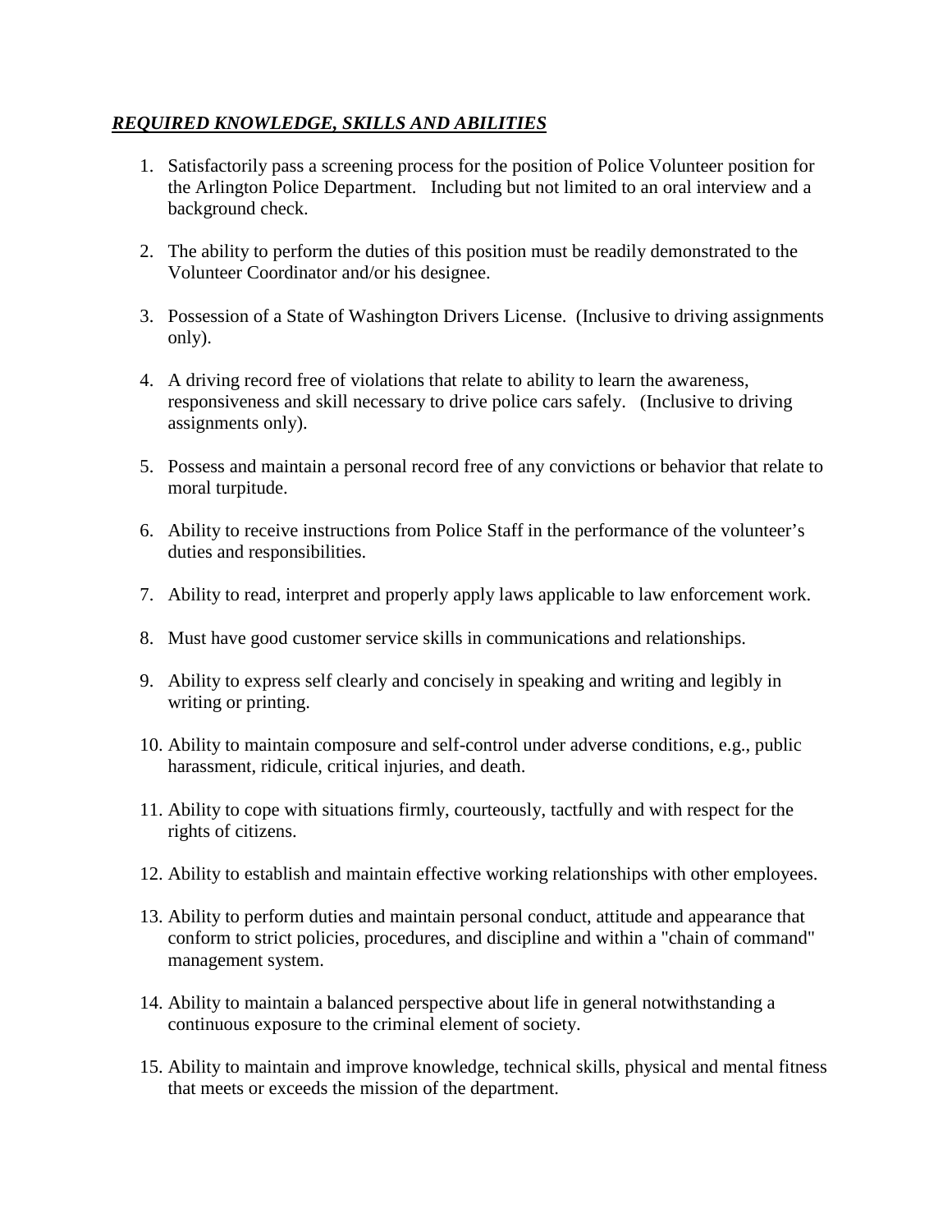***REQUIRED KNOWLEDGE, SKILLS AND ABILITIES***

1. Satisfactorily pass a screening process for the position of Police Volunteer position for the Arlington Police Department. Including but not limited to an oral interview and a background check.

2. The ability to perform the duties of this position must be readily demonstrated to the Volunteer Coordinator and/or his designee.

3. Possession of a State of Washington Drivers License. (Inclusive to driving assignments only).

4. A driving record free of violations that relate to ability to learn the awareness, responsiveness and skill necessary to drive police cars safely. (Inclusive to driving assignments only).

5. Possess and maintain a personal record free of any convictions or behavior that relate to moral turpitude.

6. Ability to receive instructions from Police Staff in the performance of the volunteer's duties and responsibilities.

7. Ability to read, interpret and properly apply laws applicable to law enforcement work.

8. Must have good customer service skills in communications and relationships.

9. Ability to express self clearly and concisely in speaking and writing and legibly in writing or printing.

10. Ability to maintain composure and self-control under adverse conditions, e.g., public harassment, ridicule, critical injuries, and death.

11. Ability to cope with situations firmly, courteously, tactfully and with respect for the rights of citizens.

12. Ability to establish and maintain effective working relationships with other employees.

13. Ability to perform duties and maintain personal conduct, attitude and appearance that conform to strict policies, procedures, and discipline and within a "chain of command" management system.

14. Ability to maintain a balanced perspective about life in general notwithstanding a continuous exposure to the criminal element of society.

15. Ability to maintain and improve knowledge, technical skills, physical and mental fitness that meets or exceeds the mission of the department.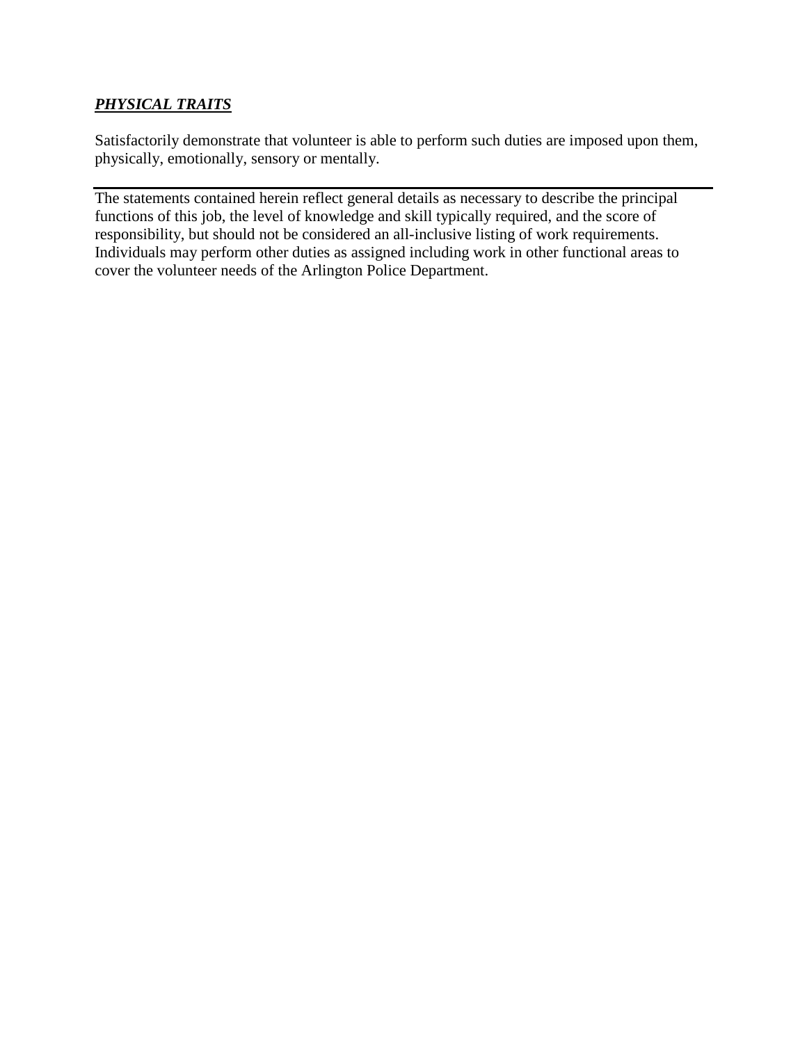***PHYSICAL TRAITS***

Satisfactorily demonstrate that volunteer is able to perform such duties are imposed upon them, physically, emotionally, sensory or mentally.

---

The statements contained herein reflect general details as necessary to describe the principal functions of this job, the level of knowledge and skill typically required, and the score of responsibility, but should not be considered an all-inclusive listing of work requirements. Individuals may perform other duties as assigned including work in other functional areas to cover the volunteer needs of the Arlington Police Department.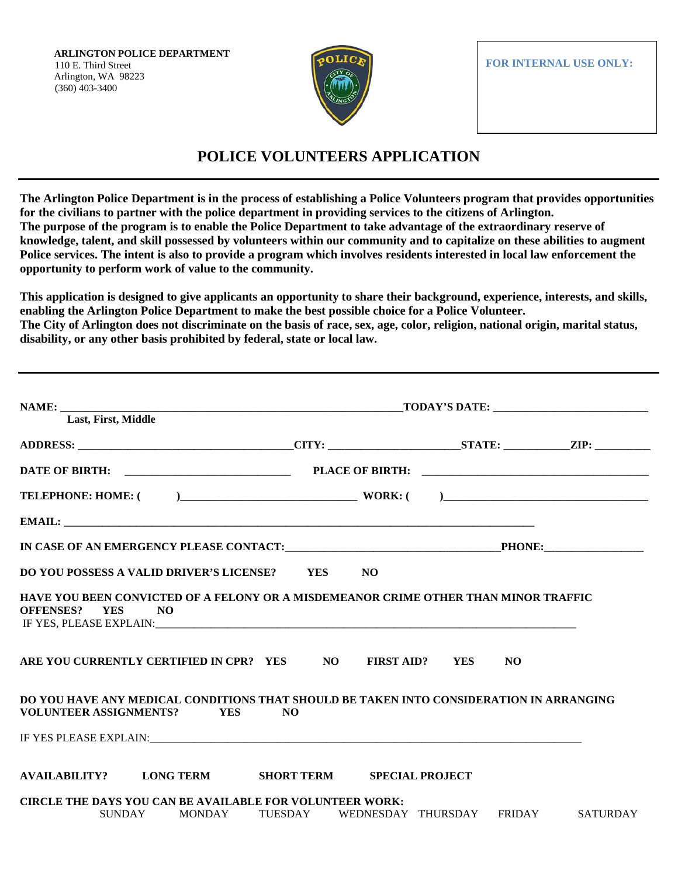**ARLINGTON POLICE DEPARTMENT**
110 E. Third Street
Arlington, WA 98223
(360) 403-3400

**FOR INTERNAL USE ONLY:**

# POLICE VOLUNTEERS APPLICATION

**The Arlington Police Department is in the process of establishing a Police Volunteers program that provides opportunities for the civilians to partner with the police department in providing services to the citizens of Arlington.**
**The purpose of the program is to enable the Police Department to take advantage of the extraordinary reserve of knowledge, talent, and skill possessed by volunteers within our community and to capitalize on these abilities to augment Police services. The intent is also to provide a program which involves residents interested in local law enforcement the opportunity to perform work of value to the community.**

**This application is designed to give applicants an opportunity to share their background, experience, interests, and skills, enabling the Arlington Police Department to make the best possible choice for a Police Volunteer.**
**The City of Arlington does not discriminate on the basis of race, sex, age, color, religion, national origin, marital status, disability, or any other basis prohibited by federal, state or local law.**

---

**NAME:** ______________________________ **TODAY'S DATE:** ____________________
**Last, First, Middle**

**ADDRESS:** ______________________ **CITY:** ______________ **STATE:** ________ **ZIP:** ________

**DATE OF BIRTH:** ____________________ **PLACE OF BIRTH:** ______________________

**TELEPHONE: HOME: (     )**____________________ **WORK: (     )**____________________

**EMAIL:** ____________________________________________

**IN CASE OF AN EMERGENCY PLEASE CONTACT:**______________________**PHONE:**____________

**DO YOU POSSESS A VALID DRIVER'S LICENSE? YES NO**

**HAVE YOU BEEN CONVICTED OF A FELONY OR A MISDEMEANOR CRIME OTHER THAN MINOR TRAFFIC OFFENSES? YES NO**
IF YES, PLEASE EXPLAIN:____________________________________________

**ARE YOU CURRENTLY CERTIFIED IN CPR? YES NO FIRST AID? YES NO**

**DO YOU HAVE ANY MEDICAL CONDITIONS THAT SHOULD BE TAKEN INTO CONSIDERATION IN ARRANGING VOLUNTEER ASSIGNMENTS? YES NO**

IF YES PLEASE EXPLAIN:____________________________________________

**AVAILABILITY? LONG TERM SHORT TERM SPECIAL PROJECT**

**CIRCLE THE DAYS YOU CAN BE AVAILABLE FOR VOLUNTEER WORK:**
SUNDAY MONDAY TUESDAY WEDNESDAY THURSDAY FRIDAY SATURDAY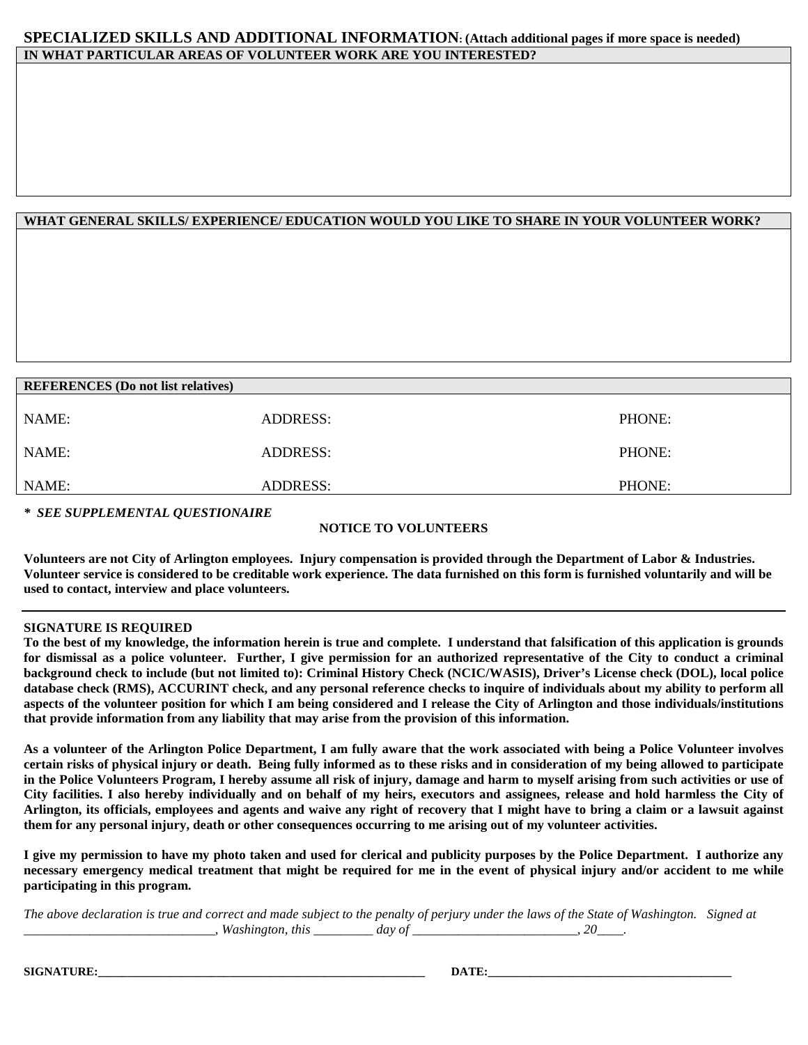## SPECIALIZED SKILLS AND ADDITIONAL INFORMATION: (Attach additional pages if more space is needed)

**IN WHAT PARTICULAR AREAS OF VOLUNTEER WORK ARE YOU INTERESTED?**

**WHAT GENERAL SKILLS/ EXPERIENCE/ EDUCATION WOULD YOU LIKE TO SHARE IN YOUR VOLUNTEER WORK?**

**REFERENCES (Do not list relatives)**

| NAME: | ADDRESS: | PHONE: |
|---|---|---|
| NAME: | ADDRESS: | PHONE: |
| NAME: | ADDRESS: | PHONE: |

***\* SEE SUPPLEMENTAL QUESTIONAIRE***

**NOTICE TO VOLUNTEERS**

**Volunteers are not City of Arlington employees. Injury compensation is provided through the Department of Labor & Industries. Volunteer service is considered to be creditable work experience. The data furnished on this form is furnished voluntarily and will be used to contact, interview and place volunteers.**

---

**SIGNATURE IS REQUIRED**

**To the best of my knowledge, the information herein is true and complete. I understand that falsification of this application is grounds for dismissal as a police volunteer. Further, I give permission for an authorized representative of the City to conduct a criminal background check to include (but not limited to): Criminal History Check (NCIC/WASIS), Driver's License check (DOL), local police database check (RMS), ACCURINT check, and any personal reference checks to inquire of individuals about my ability to perform all aspects of the volunteer position for which I am being considered and I release the City of Arlington and those individuals/institutions that provide information from any liability that may arise from the provision of this information.**

**As a volunteer of the Arlington Police Department, I am fully aware that the work associated with being a Police Volunteer involves certain risks of physical injury or death. Being fully informed as to these risks and in consideration of my being allowed to participate in the Police Volunteers Program, I hereby assume all risk of injury, damage and harm to myself arising from such activities or use of City facilities. I also hereby individually and on behalf of my heirs, executors and assignees, release and hold harmless the City of Arlington, its officials, employees and agents and waive any right of recovery that I might have to bring a claim or a lawsuit against them for any personal injury, death or other consequences occurring to me arising out of my volunteer activities.**

**I give my permission to have my photo taken and used for clerical and publicity purposes by the Police Department. I authorize any necessary emergency medical treatment that might be required for me in the event of physical injury and/or accident to me while participating in this program.**

*The above declaration is true and correct and made subject to the penalty of perjury under the laws of the State of Washington. Signed at ______________________________, Washington, this _________ day of _________________________, 20____.*

**SIGNATURE:_________________________________________________________ DATE:__________________________________________**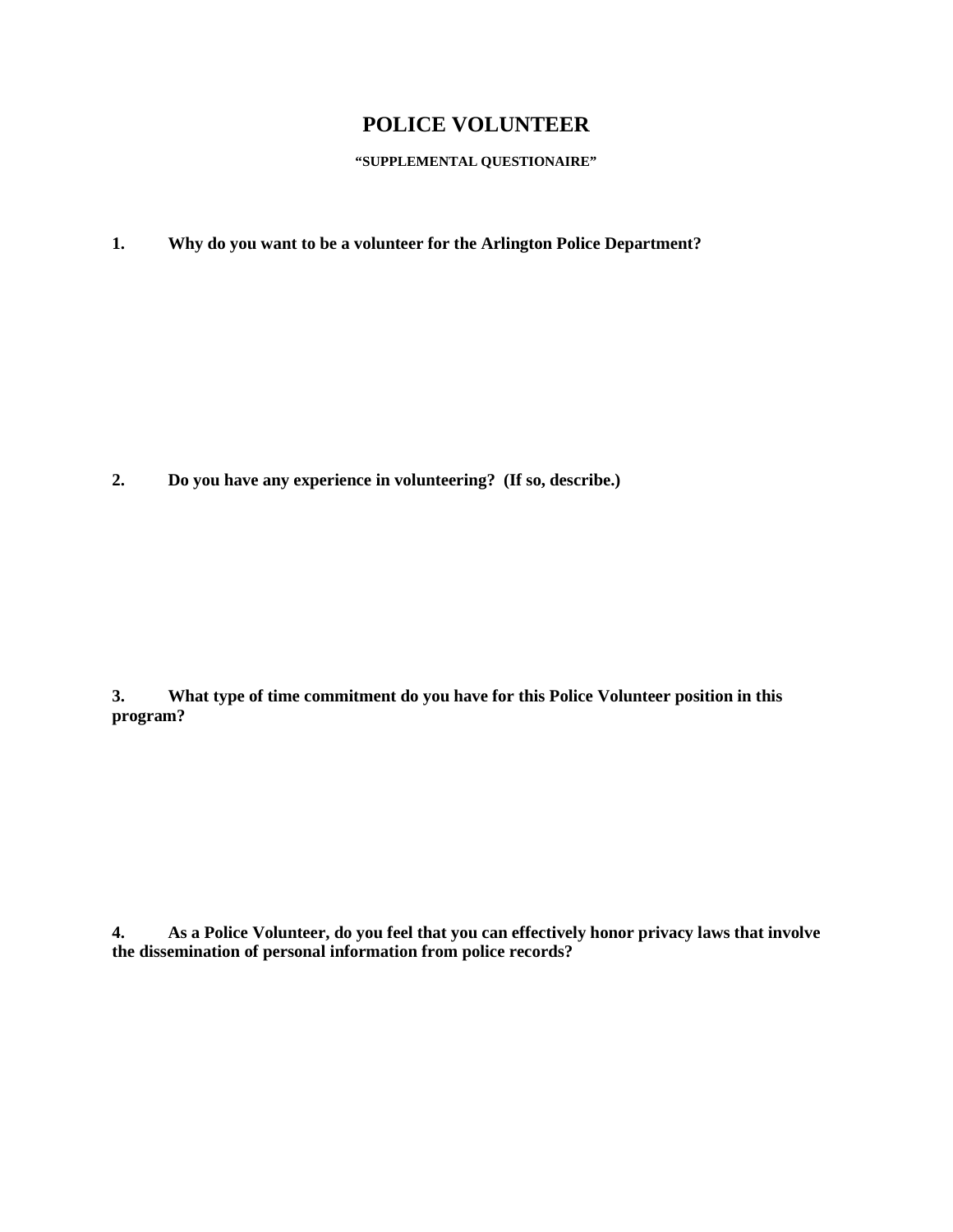# POLICE VOLUNTEER

**"SUPPLEMENTAL QUESTIONAIRE"**

**1. Why do you want to be a volunteer for the Arlington Police Department?**

**2. Do you have any experience in volunteering? (If so, describe.)**

**3. What type of time commitment do you have for this Police Volunteer position in this program?**

**4. As a Police Volunteer, do you feel that you can effectively honor privacy laws that involve the dissemination of personal information from police records?**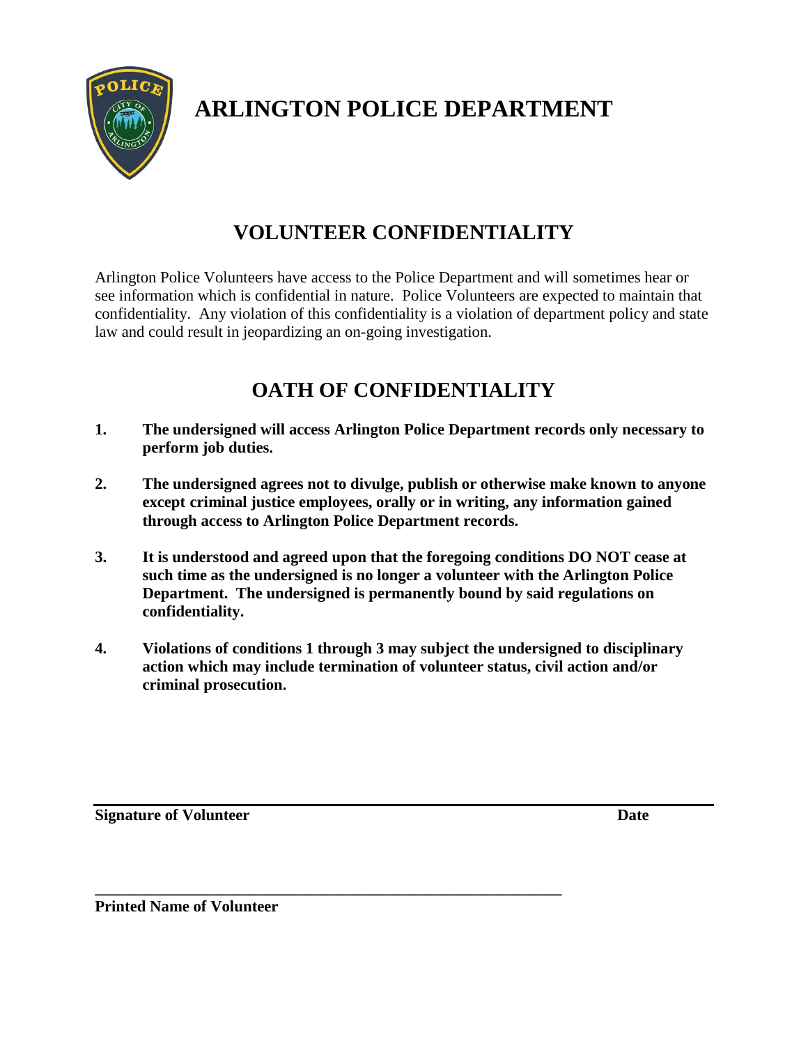# ARLINGTON POLICE DEPARTMENT

## VOLUNTEER CONFIDENTIALITY

Arlington Police Volunteers have access to the Police Department and will sometimes hear or see information which is confidential in nature. Police Volunteers are expected to maintain that confidentiality. Any violation of this confidentiality is a violation of department policy and state law and could result in jeopardizing an on-going investigation.

## OATH OF CONFIDENTIALITY

1. **The undersigned will access Arlington Police Department records only necessary to perform job duties.**

2. **The undersigned agrees not to divulge, publish or otherwise make known to anyone except criminal justice employees, orally or in writing, any information gained through access to Arlington Police Department records.**

3. **It is understood and agreed upon that the foregoing conditions DO NOT cease at such time as the undersigned is no longer a volunteer with the Arlington Police Department. The undersigned is permanently bound by said regulations on confidentiality.**

4. **Violations of conditions 1 through 3 may subject the undersigned to disciplinary action which may include termination of volunteer status, civil action and/or criminal prosecution.**

___________________________________________________________________

**Signature of Volunteer** **Date**

___________________________________________________________________

**Printed Name of Volunteer**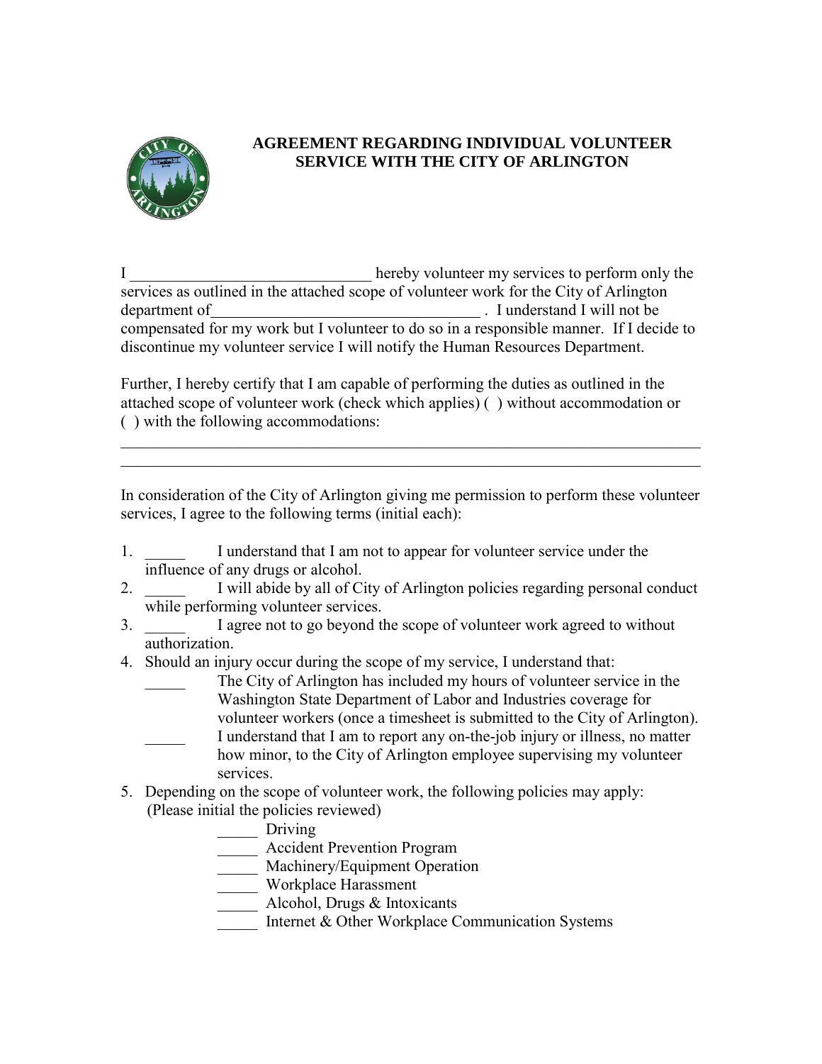# AGREEMENT REGARDING INDIVIDUAL VOLUNTEER SERVICE WITH THE CITY OF ARLINGTON

I ______________________________ hereby volunteer my services to perform only the services as outlined in the attached scope of volunteer work for the City of Arlington department of__________________________________ . I understand I will not be compensated for my work but I volunteer to do so in a responsible manner. If I decide to discontinue my volunteer service I will notify the Human Resources Department.

Further, I hereby certify that I am capable of performing the duties as outlined in the attached scope of volunteer work (check which applies) ( ) without accommodation or ( ) with the following accommodations:

_____________________________________________________________________________
_____________________________________________________________________________

In consideration of the City of Arlington giving me permission to perform these volunteer services, I agree to the following terms (initial each):

1. _____ I understand that I am not to appear for volunteer service under the influence of any drugs or alcohol.
2. _____ I will abide by all of City of Arlington policies regarding personal conduct while performing volunteer services.
3. _____ I agree not to go beyond the scope of volunteer work agreed to without authorization.
4. Should an injury occur during the scope of my service, I understand that:
   _____ The City of Arlington has included my hours of volunteer service in the Washington State Department of Labor and Industries coverage for volunteer workers (once a timesheet is submitted to the City of Arlington).
   _____ I understand that I am to report any on-the-job injury or illness, no matter how minor, to the City of Arlington employee supervising my volunteer services.
5. Depending on the scope of volunteer work, the following policies may apply: (Please initial the policies reviewed)
   - _____ Driving
   - _____ Accident Prevention Program
   - _____ Machinery/Equipment Operation
   - _____ Workplace Harassment
   - _____ Alcohol, Drugs & Intoxicants
   - _____ Internet & Other Workplace Communication Systems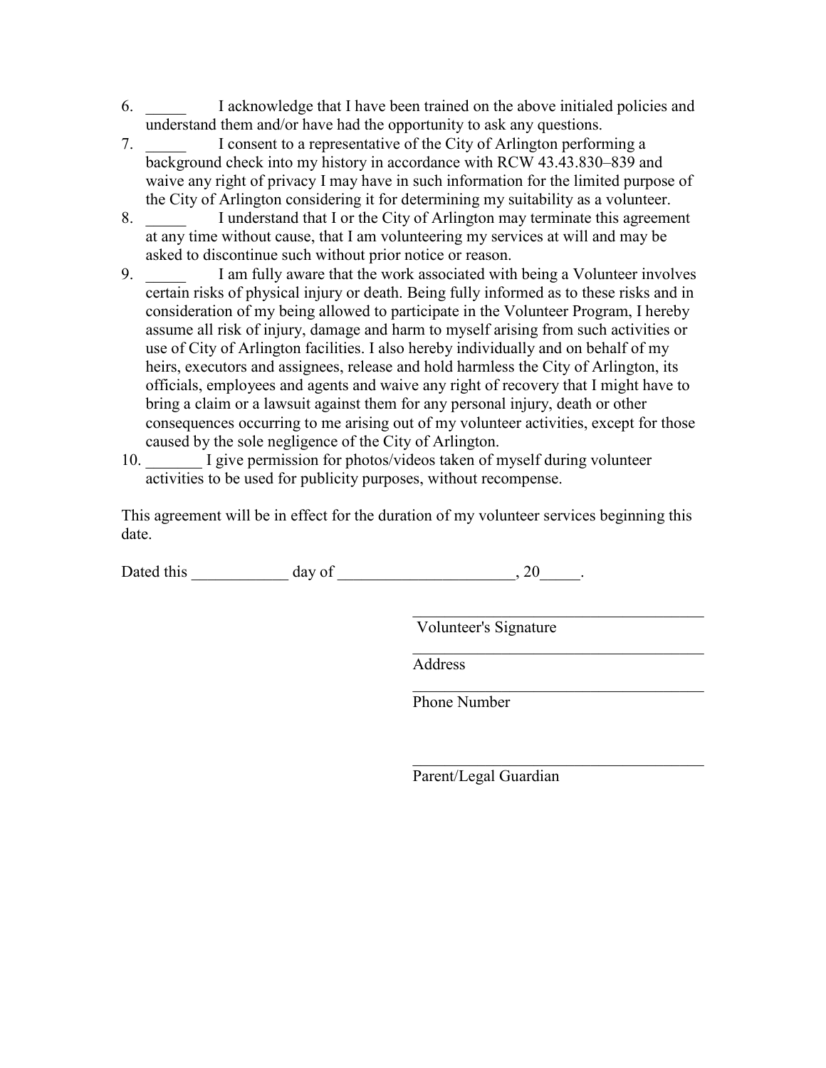6. _____ I acknowledge that I have been trained on the above initialed policies and understand them and/or have had the opportunity to ask any questions.
7. _____ I consent to a representative of the City of Arlington performing a background check into my history in accordance with RCW 43.43.830–839 and waive any right of privacy I may have in such information for the limited purpose of the City of Arlington considering it for determining my suitability as a volunteer.
8. _____ I understand that I or the City of Arlington may terminate this agreement at any time without cause, that I am volunteering my services at will and may be asked to discontinue such without prior notice or reason.
9. _____ I am fully aware that the work associated with being a Volunteer involves certain risks of physical injury or death. Being fully informed as to these risks and in consideration of my being allowed to participate in the Volunteer Program, I hereby assume all risk of injury, damage and harm to myself arising from such activities or use of City of Arlington facilities. I also hereby individually and on behalf of my heirs, executors and assignees, release and hold harmless the City of Arlington, its officials, employees and agents and waive any right of recovery that I might have to bring a claim or a lawsuit against them for any personal injury, death or other consequences occurring to me arising out of my volunteer activities, except for those caused by the sole negligence of the City of Arlington.
10. _______ I give permission for photos/videos taken of myself during volunteer activities to be used for publicity purposes, without recompense.

This agreement will be in effect for the duration of my volunteer services beginning this date.

Dated this ____________ day of ______________________, 20_____.

_____________________________________
Volunteer's Signature

_____________________________________
Address

_____________________________________
Phone Number

_____________________________________
Parent/Legal Guardian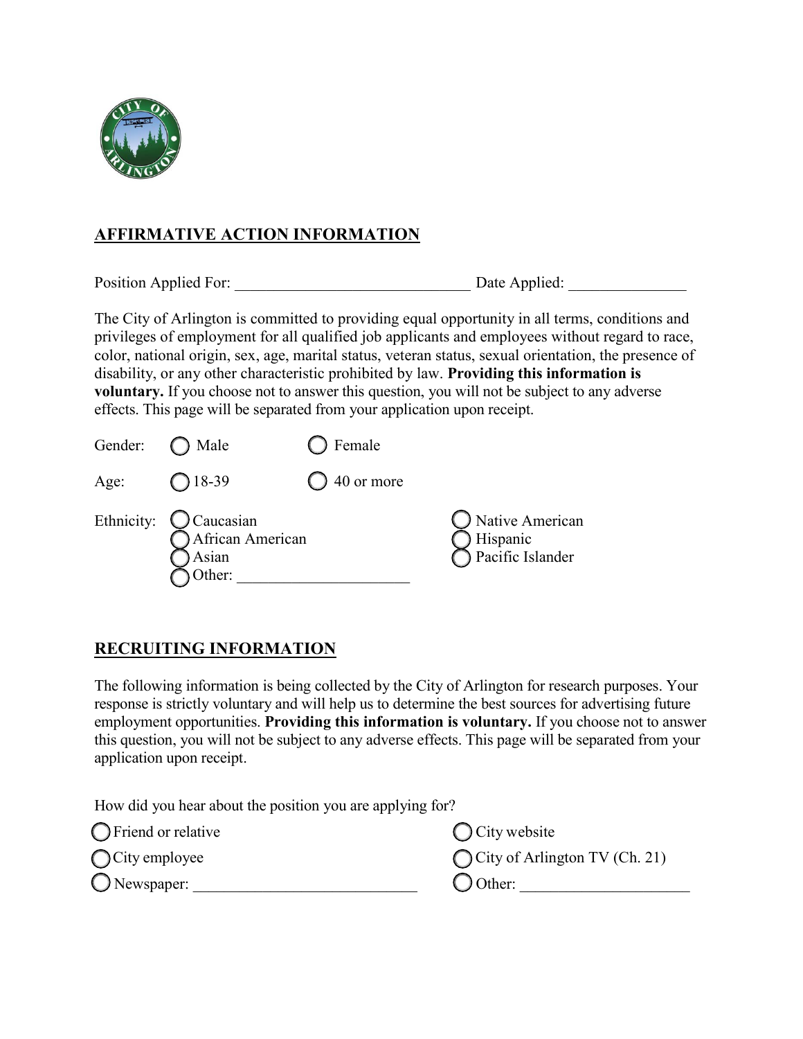## AFFIRMATIVE ACTION INFORMATION

Position Applied For: ______________________________ Date Applied: _______________

The City of Arlington is committed to providing equal opportunity in all terms, conditions and privileges of employment for all qualified job applicants and employees without regard to race, color, national origin, sex, age, marital status, veteran status, sexual orientation, the presence of disability, or any other characteristic prohibited by law. **Providing this information is voluntary.** If you choose not to answer this question, you will not be subject to any adverse effects. This page will be separated from your application upon receipt.

Gender: ◯ Male ◯ Female

Age: ◯ 18-39 ◯ 40 or more

Ethnicity:
- ◯ Caucasian
- ◯ African American
- ◯ Asian
- ◯ Other: ______________________
- ◯ Native American
- ◯ Hispanic
- ◯ Pacific Islander

## RECRUITING INFORMATION

The following information is being collected by the City of Arlington for research purposes. Your response is strictly voluntary and will help us to determine the best sources for advertising future employment opportunities. **Providing this information is voluntary.** If you choose not to answer this question, you will not be subject to any adverse effects. This page will be separated from your application upon receipt.

How did you hear about the position you are applying for?

- ◯ Friend or relative
- ◯ City employee
- ◯ Newspaper: ____________________________
- ◯ City website
- ◯ City of Arlington TV (Ch. 21)
- ◯ Other: ______________________